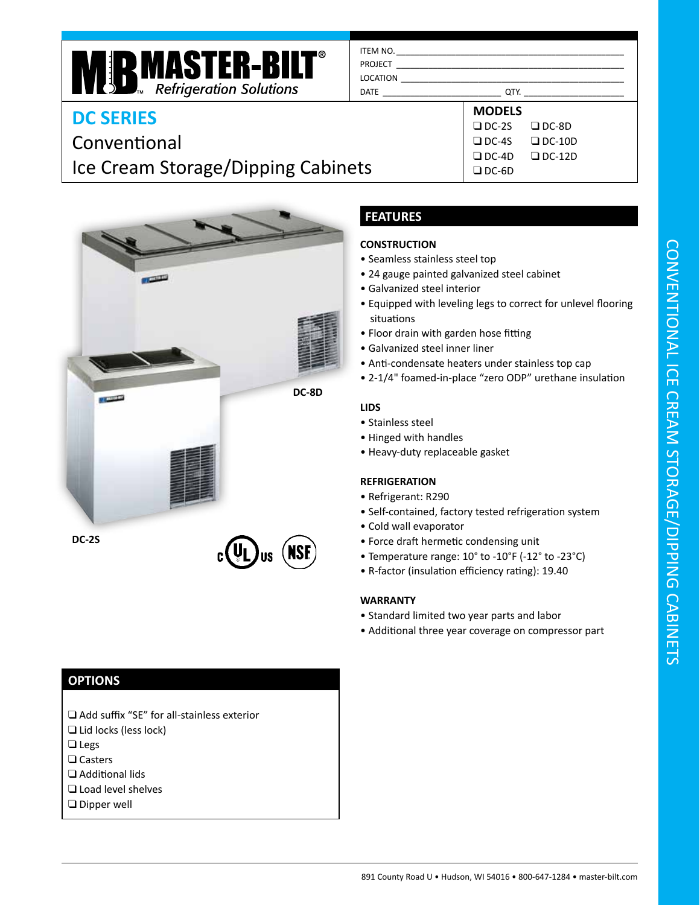**MASTER-BILT®** *Refrigeration Solutions*

ITEM NO. ______________________
PROJECT ______________________
LOCATION ______________________
DATE ______________ QTY. ______________

# DC SERIES

## Conventional
## Ice Cream Storage/Dipping Cabinets

**MODELS**

- ❑ DC-2S
- ❑ DC-4S
- ❑ DC-4D
- ❑ DC-6D
- ❑ DC-8D
- ❑ DC-10D
- ❑ DC-12D

DC-8D

DC-2S

## FEATURES

### CONSTRUCTION

- Seamless stainless steel top
- 24 gauge painted galvanized steel cabinet
- Galvanized steel interior
- Equipped with leveling legs to correct for unlevel flooring situations
- Floor drain with garden hose fitting
- Galvanized steel inner liner
- Anti-condensate heaters under stainless top cap
- 2-1/4" foamed-in-place "zero ODP" urethane insulation

### LIDS

- Stainless steel
- Hinged with handles
- Heavy-duty replaceable gasket

### REFRIGERATION

- Refrigerant: R290
- Self-contained, factory tested refrigeration system
- Cold wall evaporator
- Force draft hermetic condensing unit
- Temperature range: 10° to -10°F (-12° to -23°C)
- R-factor (insulation efficiency rating): 19.40

### WARRANTY

- Standard limited two year parts and labor
- Additional three year coverage on compressor part

## OPTIONS

- ❑ Add suffix "SE" for all-stainless exterior
- ❑ Lid locks (less lock)
- ❑ Legs
- ❑ Casters
- ❑ Additional lids
- ❑ Load level shelves
- ❑ Dipper well

891 County Road U • Hudson, WI 54016 • 800-647-1284 • master-bilt.com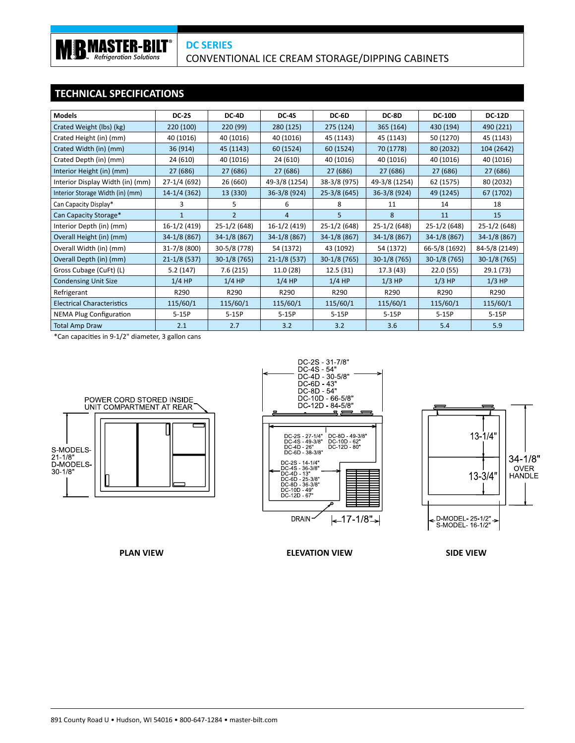**DC SERIES**
CONVENTIONAL ICE CREAM STORAGE/DIPPING CABINETS

## TECHNICAL SPECIFICATIONS

| Models | DC-2S | DC-4D | DC-4S | DC-6D | DC-8D | DC-10D | DC-12D |
|---|---|---|---|---|---|---|---|
| Crated Weight (lbs) (kg) | 220 (100) | 220 (99) | 280 (125) | 275 (124) | 365 (164) | 430 (194) | 490 (221) |
| Crated Height (in) (mm) | 40 (1016) | 40 (1016) | 40 (1016) | 45 (1143) | 45 (1143) | 50 (1270) | 45 (1143) |
| Crated Width (in) (mm) | 36 (914) | 45 (1143) | 60 (1524) | 60 (1524) | 70 (1778) | 80 (2032) | 104 (2642) |
| Crated Depth (in) (mm) | 24 (610) | 40 (1016) | 24 (610) | 40 (1016) | 40 (1016) | 40 (1016) | 40 (1016) |
| Interior Height (in) (mm) | 27 (686) | 27 (686) | 27 (686) | 27 (686) | 27 (686) | 27 (686) | 27 (686) |
| Interior Display Width (in) (mm) | 27-1/4 (692) | 26 (660) | 49-3/8 (1254) | 38-3/8 (975) | 49-3/8 (1254) | 62 (1575) | 80 (2032) |
| Interior Storage Width (in) (mm) | 14-1/4 (362) | 13 (330) | 36-3/8 (924) | 25-3/8 (645) | 36-3/8 (924) | 49 (1245) | 67 (1702) |
| Can Capacity Display* | 3 | 5 | 6 | 8 | 11 | 14 | 18 |
| Can Capacity Storage* | 1 | 2 | 4 | 5 | 8 | 11 | 15 |
| Interior Depth (in) (mm) | 16-1/2 (419) | 25-1/2 (648) | 16-1/2 (419) | 25-1/2 (648) | 25-1/2 (648) | 25-1/2 (648) | 25-1/2 (648) |
| Overall Height (in) (mm) | 34-1/8 (867) | 34-1/8 (867) | 34-1/8 (867) | 34-1/8 (867) | 34-1/8 (867) | 34-1/8 (867) | 34-1/8 (867) |
| Overall Width (in) (mm) | 31-7/8 (800) | 30-5/8 (778) | 54 (1372) | 43 (1092) | 54 (1372) | 66-5/8 (1692) | 84-5/8 (2149) |
| Overall Depth (in) (mm) | 21-1/8 (537) | 30-1/8 (765) | 21-1/8 (537) | 30-1/8 (765) | 30-1/8 (765) | 30-1/8 (765) | 30-1/8 (765) |
| Gross Cubage (CuFt) (L) | 5.2 (147) | 7.6 (215) | 11.0 (28) | 12.5 (31) | 17.3 (43) | 22.0 (55) | 29.1 (73) |
| Condensing Unit Size | 1/4 HP | 1/4 HP | 1/4 HP | 1/4 HP | 1/3 HP | 1/3 HP | 1/3 HP |
| Refrigerant | R290 | R290 | R290 | R290 | R290 | R290 | R290 |
| Electrical Characteristics | 115/60/1 | 115/60/1 | 115/60/1 | 115/60/1 | 115/60/1 | 115/60/1 | 115/60/1 |
| NEMA Plug Configuration | 5-15P | 5-15P | 5-15P | 5-15P | 5-15P | 5-15P | 5-15P |
| Total Amp Draw | 2.1 | 2.7 | 3.2 | 3.2 | 3.6 | 5.4 | 5.9 |

*Can capacities in 9-1/2" diameter, 3 gallon cans

POWER CORD STORED INSIDE UNIT COMPARTMENT AT REAR

S-MODELS- 21-1/8"
D-MODELS- 30-1/8"

DC-2S - 31-7/8"
DC-4S - 54"
DC-4D - 30-5/8"
DC-6D - 43"
DC-8D - 54"
DC-10D - 66-5/8"
DC-12D - 84-5/8"

DC-2S - 27-1/4"
DC-4S - 49-3/8"
DC-4D - 26"
DC-6D - 38-3/8"
DC-8D - 49-3/8"
DC-10D - 62"
DC-12D - 80"

DC-2S - 14-1/4"
DC-4S - 36-3/8"
DC-4D - 13"
DC-6D - 25-3/8"
DC-8D - 36-3/8"
DC-10D - 49"
DC-12D - 67"

DRAIN

17-1/8"

13-1/4"

13-3/4"

34-1/8" OVER HANDLE

D-MODEL- 25-1/2"
S-MODEL- 16-1/2"

**PLAN VIEW** **ELEVATION VIEW** **SIDE VIEW**

891 County Road U • Hudson, WI 54016 • 800-647-1284 • master-bilt.com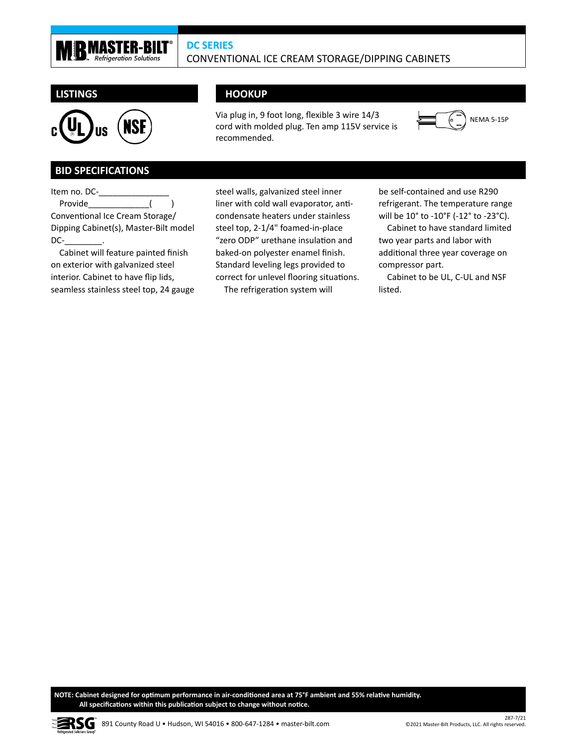**MASTER-BILT** *Refrigeration Solutions*

## DC SERIES

CONVENTIONAL ICE CREAM STORAGE/DIPPING CABINETS

## LISTINGS

c UL us NSF

## HOOKUP

Via plug in, 9 foot long, flexible 3 wire 14/3 cord with molded plug. Ten amp 115V service is recommended.

NEMA 5-15P

## BID SPECIFICATIONS

Item no. DC-_______________

Provide_____________(    ) Conventional Ice Cream Storage/ Dipping Cabinet(s), Master-Bilt model DC-________.

Cabinet will feature painted finish on exterior with galvanized steel interior. Cabinet to have flip lids, seamless stainless steel top, 24 gauge steel walls, galvanized steel inner liner with cold wall evaporator, anti-condensate heaters under stainless steel top, 2-1/4" foamed-in-place "zero ODP" urethane insulation and baked-on polyester enamel finish. Standard leveling legs provided to correct for unlevel flooring situations.

The refrigeration system will be self-contained and use R290 refrigerant. The temperature range will be 10° to -10°F (-12° to -23°C).

Cabinet to have standard limited two year parts and labor with additional three year coverage on compressor part.

Cabinet to be UL, C-UL and NSF listed.

**NOTE: Cabinet designed for optimum performance in air-conditioned area at 75°F ambient and 55% relative humidity. All specifications within this publication subject to change without notice.**

RSG Refrigerated Solutions Group

891 County Road U • Hudson, WI 54016 • 800-647-1284 • master-bilt.com

287-7/21

©2021 Master-Bilt Products, LLC. All rights reserved.